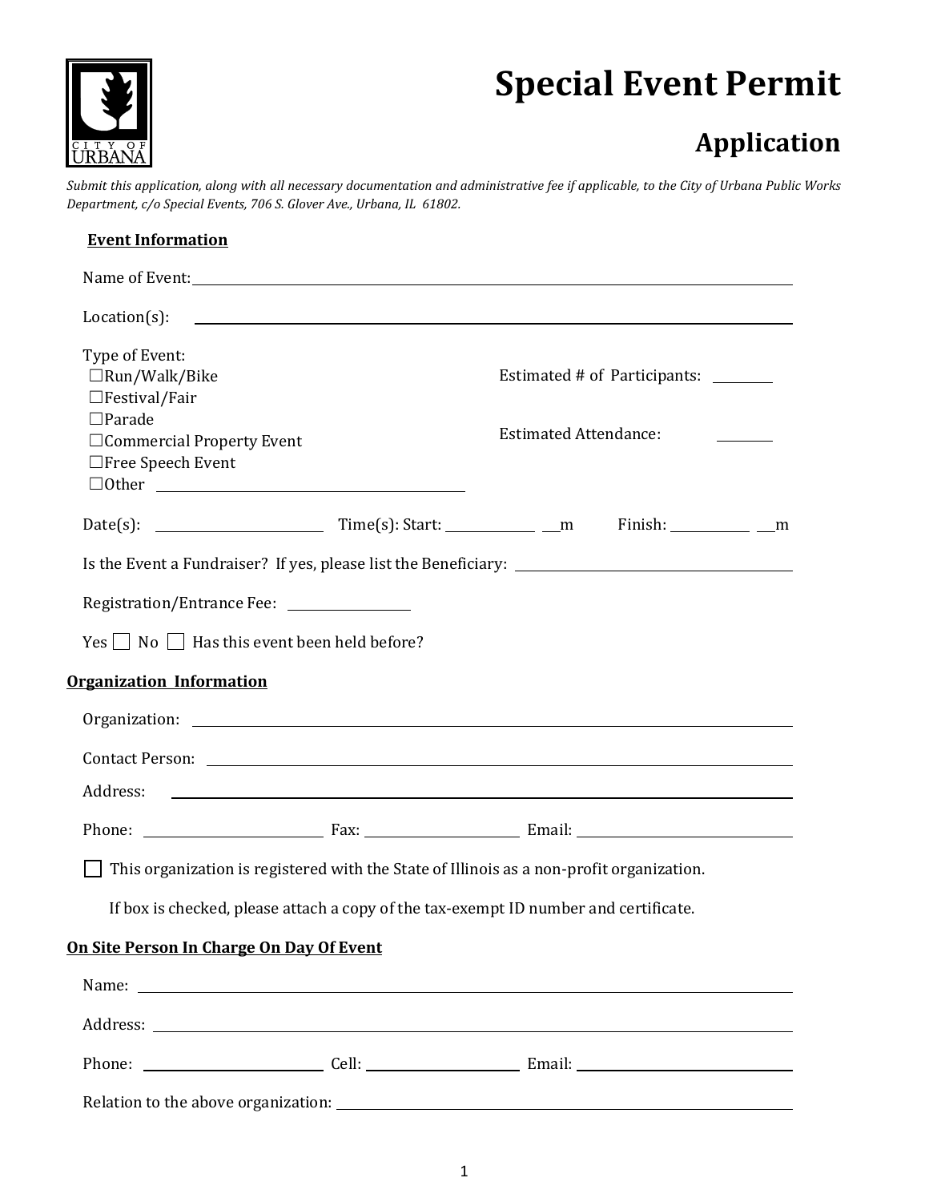# Special Event Permit

## Application

*Submit this application, along with all necessary documentation and administrative fee if applicable, to the City of Urbana Public Works Department, c/o Special Events, 706 S. Glover Ave., Urbana, IL 61802.*

### Event Information

Name of Event: ______________________________

Location(s): ______________________________

Type of Event:
- ☐Run/Walk/Bike
- ☐Festival/Fair
- ☐Parade
- ☐Commercial Property Event
- ☐Free Speech Event
- ☐Other ______________________________

Estimated # of Participants: ________

Estimated Attendance: ________

Date(s): ______________ Time(s): Start: ________ __m Finish: ________ __m

Is the Event a Fundraiser? If yes, please list the Beneficiary: ______________________________

Registration/Entrance Fee: ____________

Yes ☐ No ☐ Has this event been held before?

### Organization Information

Organization: ______________________________

Contact Person: ______________________________

Address: ______________________________

Phone: ______________ Fax: ______________ Email: ______________

☐ This organization is registered with the State of Illinois as a non-profit organization.

If box is checked, please attach a copy of the tax-exempt ID number and certificate.

### On Site Person In Charge On Day Of Event

Name: ______________________________

Address: ______________________________

Phone: ______________ Cell: ______________ Email: ______________

Relation to the above organization: ______________________________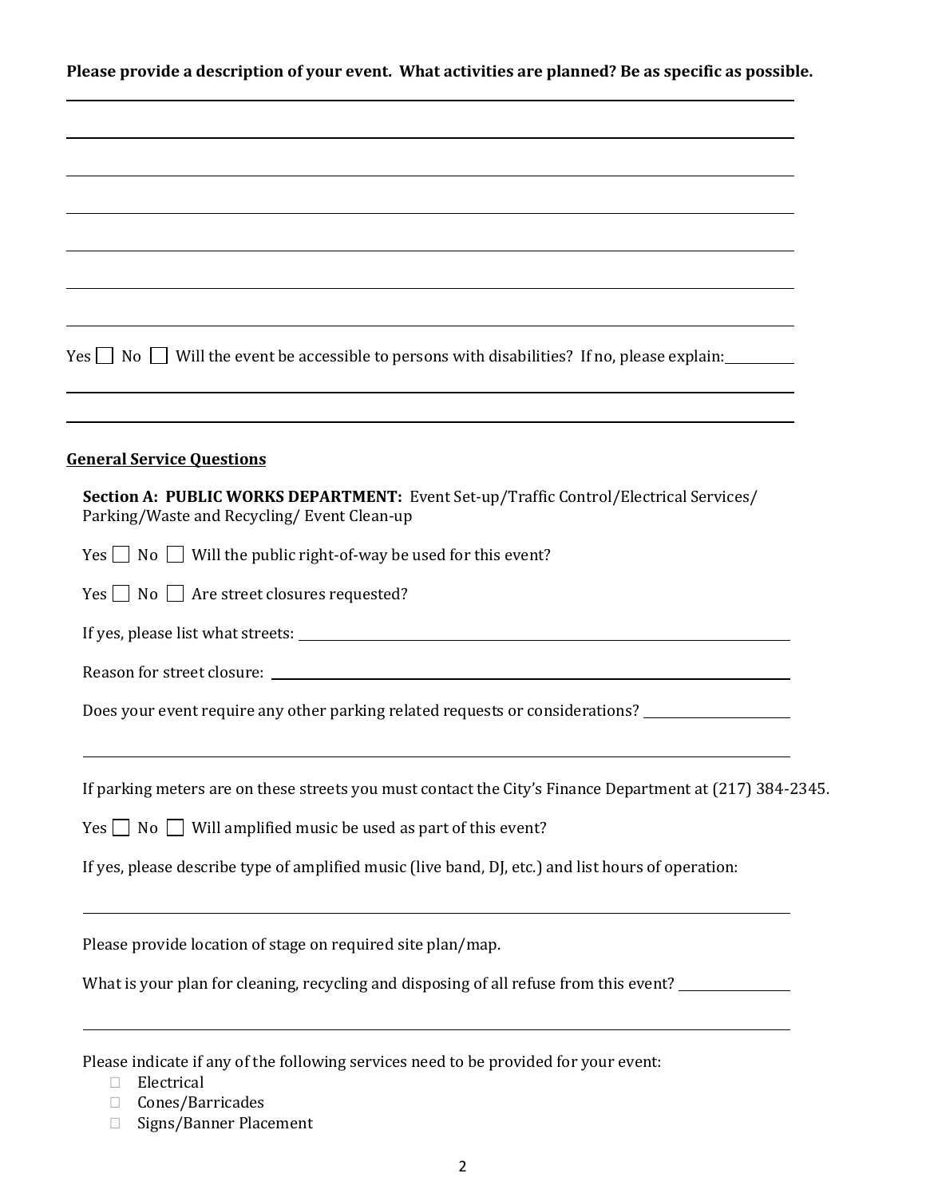**Please provide a description of your event. What activities are planned? Be as specific as possible.**

Yes ☐ No ☐ Will the event be accessible to persons with disabilities? If no, please explain:

## General Service Questions

**Section A: PUBLIC WORKS DEPARTMENT:** Event Set-up/Traffic Control/Electrical Services/ Parking/Waste and Recycling/ Event Clean-up

Yes ☐ No ☐ Will the public right-of-way be used for this event?

Yes ☐ No ☐ Are street closures requested?

If yes, please list what streets:

Reason for street closure:

Does your event require any other parking related requests or considerations?

If parking meters are on these streets you must contact the City's Finance Department at (217) 384-2345.

Yes ☐ No ☐ Will amplified music be used as part of this event?

If yes, please describe type of amplified music (live band, DJ, etc.) and list hours of operation:

Please provide location of stage on required site plan/map.

What is your plan for cleaning, recycling and disposing of all refuse from this event?

Please indicate if any of the following services need to be provided for your event:

- ☐ Electrical
- ☐ Cones/Barricades
- ☐ Signs/Banner Placement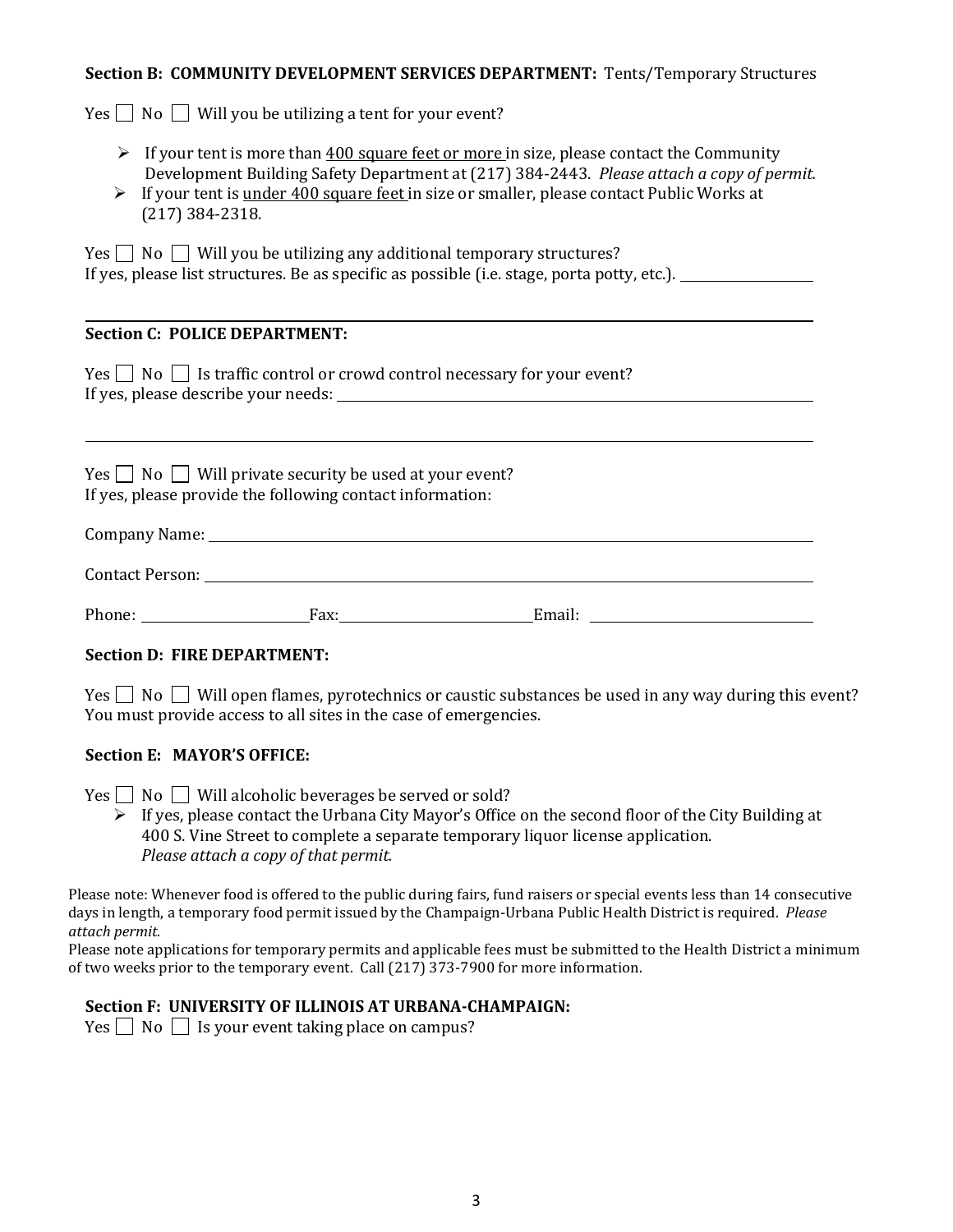**Section B: COMMUNITY DEVELOPMENT SERVICES DEPARTMENT:** Tents/Temporary Structures

Yes ☐ No ☐ Will you be utilizing a tent for your event?

- If your tent is more than <u>400 square feet or more</u> in size, please contact the Community Development Building Safety Department at (217) 384-2443. *Please attach a copy of permit.*
- If your tent is <u>under 400 square feet</u> in size or smaller, please contact Public Works at (217) 384-2318.

Yes ☐ No ☐ Will you be utilizing any additional temporary structures?
If yes, please list structures. Be as specific as possible (i.e. stage, porta potty, etc.). ______________

---

**Section C: POLICE DEPARTMENT:**

Yes ☐ No ☐ Is traffic control or crowd control necessary for your event?
If yes, please describe your needs: ______________________________________________

______________________________________________________________________________

Yes ☐ No ☐ Will private security be used at your event?
If yes, please provide the following contact information:

Company Name: ______________________________________________________________

Contact Person: ______________________________________________________________

Phone: ________________ Fax: ____________________ Email: ______________________

**Section D: FIRE DEPARTMENT:**

Yes ☐ No ☐ Will open flames, pyrotechnics or caustic substances be used in any way during this event? You must provide access to all sites in the case of emergencies.

**Section E: MAYOR'S OFFICE:**

Yes ☐ No ☐ Will alcoholic beverages be served or sold?

- If yes, please contact the Urbana City Mayor's Office on the second floor of the City Building at 400 S. Vine Street to complete a separate temporary liquor license application. *Please attach a copy of that permit.*

Please note: Whenever food is offered to the public during fairs, fund raisers or special events less than 14 consecutive days in length, a temporary food permit issued by the Champaign-Urbana Public Health District is required. *Please attach permit.*
Please note applications for temporary permits and applicable fees must be submitted to the Health District a minimum of two weeks prior to the temporary event. Call (217) 373-7900 for more information.

**Section F: UNIVERSITY OF ILLINOIS AT URBANA-CHAMPAIGN:**
Yes ☐ No ☐ Is your event taking place on campus?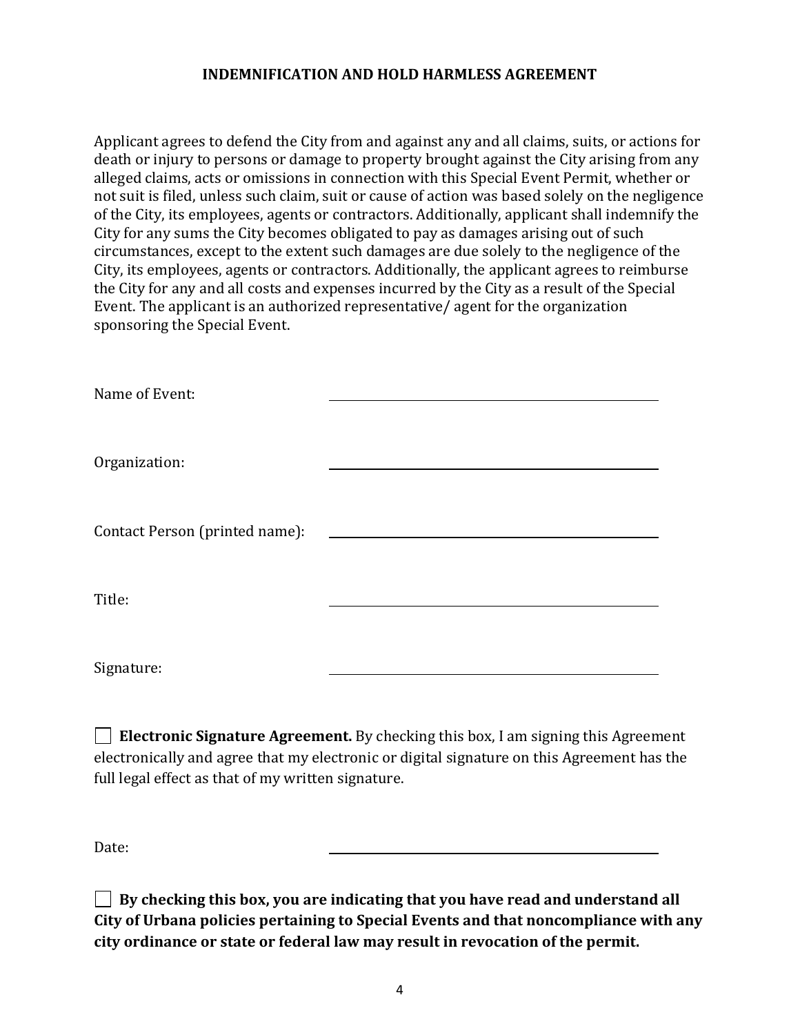## INDEMNIFICATION AND HOLD HARMLESS AGREEMENT

Applicant agrees to defend the City from and against any and all claims, suits, or actions for death or injury to persons or damage to property brought against the City arising from any alleged claims, acts or omissions in connection with this Special Event Permit, whether or not suit is filed, unless such claim, suit or cause of action was based solely on the negligence of the City, its employees, agents or contractors. Additionally, applicant shall indemnify the City for any sums the City becomes obligated to pay as damages arising out of such circumstances, except to the extent such damages are due solely to the negligence of the City, its employees, agents or contractors. Additionally, the applicant agrees to reimburse the City for any and all costs and expenses incurred by the City as a result of the Special Event. The applicant is an authorized representative/ agent for the organization sponsoring the Special Event.

Name of Event: ______________________________

Organization: ______________________________

Contact Person (printed name): ______________________________

Title: ______________________________

Signature: ______________________________

☐ **Electronic Signature Agreement.** By checking this box, I am signing this Agreement electronically and agree that my electronic or digital signature on this Agreement has the full legal effect as that of my written signature.

Date: ______________________________

☐ **By checking this box, you are indicating that you have read and understand all City of Urbana policies pertaining to Special Events and that noncompliance with any city ordinance or state or federal law may result in revocation of the permit.**